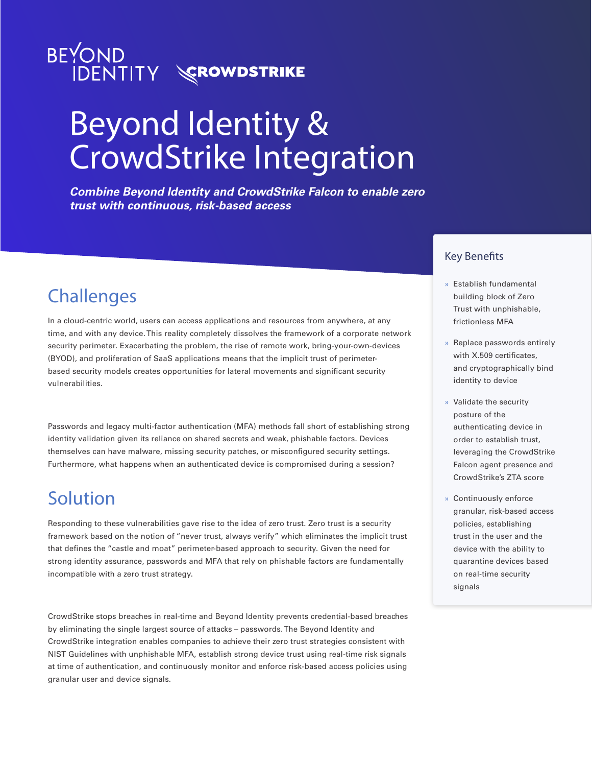BEYOND IDENTITY CROWDSTRIKE

# Beyond Identity & CrowdStrike Integration

***Combine Beyond Identity and CrowdStrike Falcon to enable zero trust with continuous, risk-based access***

## Challenges

In a cloud-centric world, users can access applications and resources from anywhere, at any time, and with any device. This reality completely dissolves the framework of a corporate network security perimeter. Exacerbating the problem, the rise of remote work, bring-your-own-devices (BYOD), and proliferation of SaaS applications means that the implicit trust of perimeter-based security models creates opportunities for lateral movements and significant security vulnerabilities.

Passwords and legacy multi-factor authentication (MFA) methods fall short of establishing strong identity validation given its reliance on shared secrets and weak, phishable factors. Devices themselves can have malware, missing security patches, or misconfigured security settings. Furthermore, what happens when an authenticated device is compromised during a session?

## Solution

Responding to these vulnerabilities gave rise to the idea of zero trust. Zero trust is a security framework based on the notion of "never trust, always verify" which eliminates the implicit trust that defines the "castle and moat" perimeter-based approach to security. Given the need for strong identity assurance, passwords and MFA that rely on phishable factors are fundamentally incompatible with a zero trust strategy.

CrowdStrike stops breaches in real-time and Beyond Identity prevents credential-based breaches by eliminating the single largest source of attacks – passwords. The Beyond Identity and CrowdStrike integration enables companies to achieve their zero trust strategies consistent with NIST Guidelines with unphishable MFA, establish strong device trust using real-time risk signals at time of authentication, and continuously monitor and enforce risk-based access policies using granular user and device signals.

### Key Benefits

- Establish fundamental building block of Zero Trust with unphishable, frictionless MFA
- Replace passwords entirely with X.509 certificates, and cryptographically bind identity to device
- Validate the security posture of the authenticating device in order to establish trust, leveraging the CrowdStrike Falcon agent presence and CrowdStrike's ZTA score
- Continuously enforce granular, risk-based access policies, establishing trust in the user and the device with the ability to quarantine devices based on real-time security signals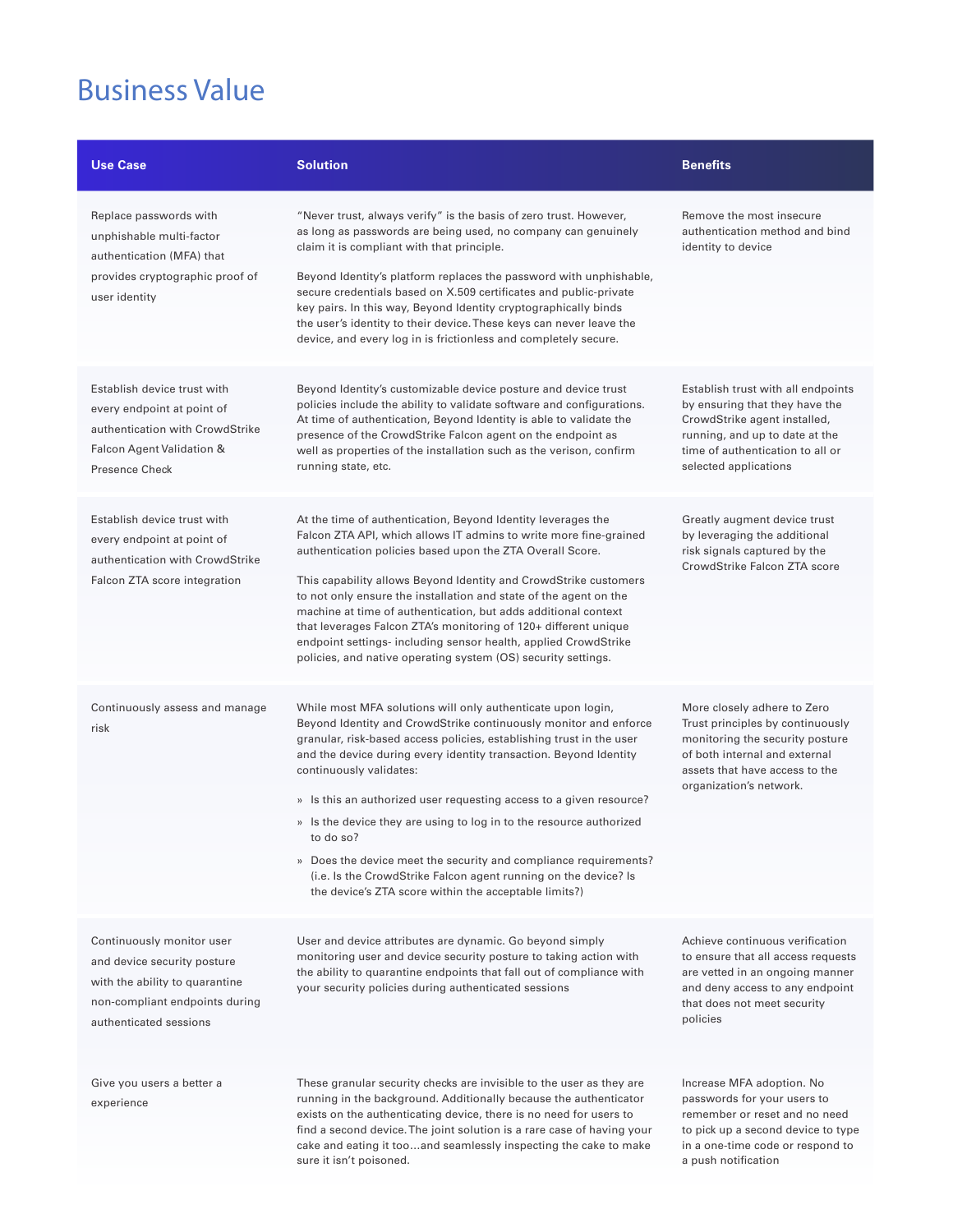# Business Value

| Use Case | Solution | Benefits |
|---|---|---|
| Replace passwords with unphishable multi-factor authentication (MFA) that provides cryptographic proof of user identity | "Never trust, always verify" is the basis of zero trust. However, as long as passwords are being used, no company can genuinely claim it is compliant with that principle.<br><br>Beyond Identity's platform replaces the password with unphishable, secure credentials based on X.509 certificates and public-private key pairs. In this way, Beyond Identity cryptographically binds the user's identity to their device. These keys can never leave the device, and every log in is frictionless and completely secure. | Remove the most insecure authentication method and bind identity to device |
| Establish device trust with every endpoint at point of authentication with CrowdStrike Falcon Agent Validation & Presence Check | Beyond Identity's customizable device posture and device trust policies include the ability to validate software and configurations. At time of authentication, Beyond Identity is able to validate the presence of the CrowdStrike Falcon agent on the endpoint as well as properties of the installation such as the verison, confirm running state, etc. | Establish trust with all endpoints by ensuring that they have the CrowdStrike agent installed, running, and up to date at the time of authentication to all or selected applications |
| Establish device trust with every endpoint at point of authentication with CrowdStrike Falcon ZTA score integration | At the time of authentication, Beyond Identity leverages the Falcon ZTA API, which allows IT admins to write more fine-grained authentication policies based upon the ZTA Overall Score.<br><br>This capability allows Beyond Identity and CrowdStrike customers to not only ensure the installation and state of the agent on the machine at time of authentication, but adds additional context that leverages Falcon ZTA's monitoring of 120+ different unique endpoint settings- including sensor health, applied CrowdStrike policies, and native operating system (OS) security settings. | Greatly augment device trust by leveraging the additional risk signals captured by the CrowdStrike Falcon ZTA score |
| Continuously assess and manage risk | While most MFA solutions will only authenticate upon login, Beyond Identity and CrowdStrike continuously monitor and enforce granular, risk-based access policies, establishing trust in the user and the device during every identity transaction. Beyond Identity continuously validates:<br><br>» Is this an authorized user requesting access to a given resource?<br>» Is the device they are using to log in to the resource authorized to do so?<br>» Does the device meet the security and compliance requirements? (i.e. Is the CrowdStrike Falcon agent running on the device? Is the device's ZTA score within the acceptable limits?) | More closely adhere to Zero Trust principles by continuously monitoring the security posture of both internal and external assets that have access to the organization's network. |
| Continuously monitor user and device security posture with the ability to quarantine non-compliant endpoints during authenticated sessions | User and device attributes are dynamic. Go beyond simply monitoring user and device security posture to taking action with the ability to quarantine endpoints that fall out of compliance with your security policies during authenticated sessions | Achieve continuous verification to ensure that all access requests are vetted in an ongoing manner and deny access to any endpoint that does not meet security policies |
| Give you users a better a experience | These granular security checks are invisible to the user as they are running in the background. Additionally because the authenticator exists on the authenticating device, there is no need for users to find a second device. The joint solution is a rare case of having your cake and eating it too…and seamlessly inspecting the cake to make sure it isn't poisoned. | Increase MFA adoption. No passwords for your users to remember or reset and no need to pick up a second device to type in a one-time code or respond to a push notification |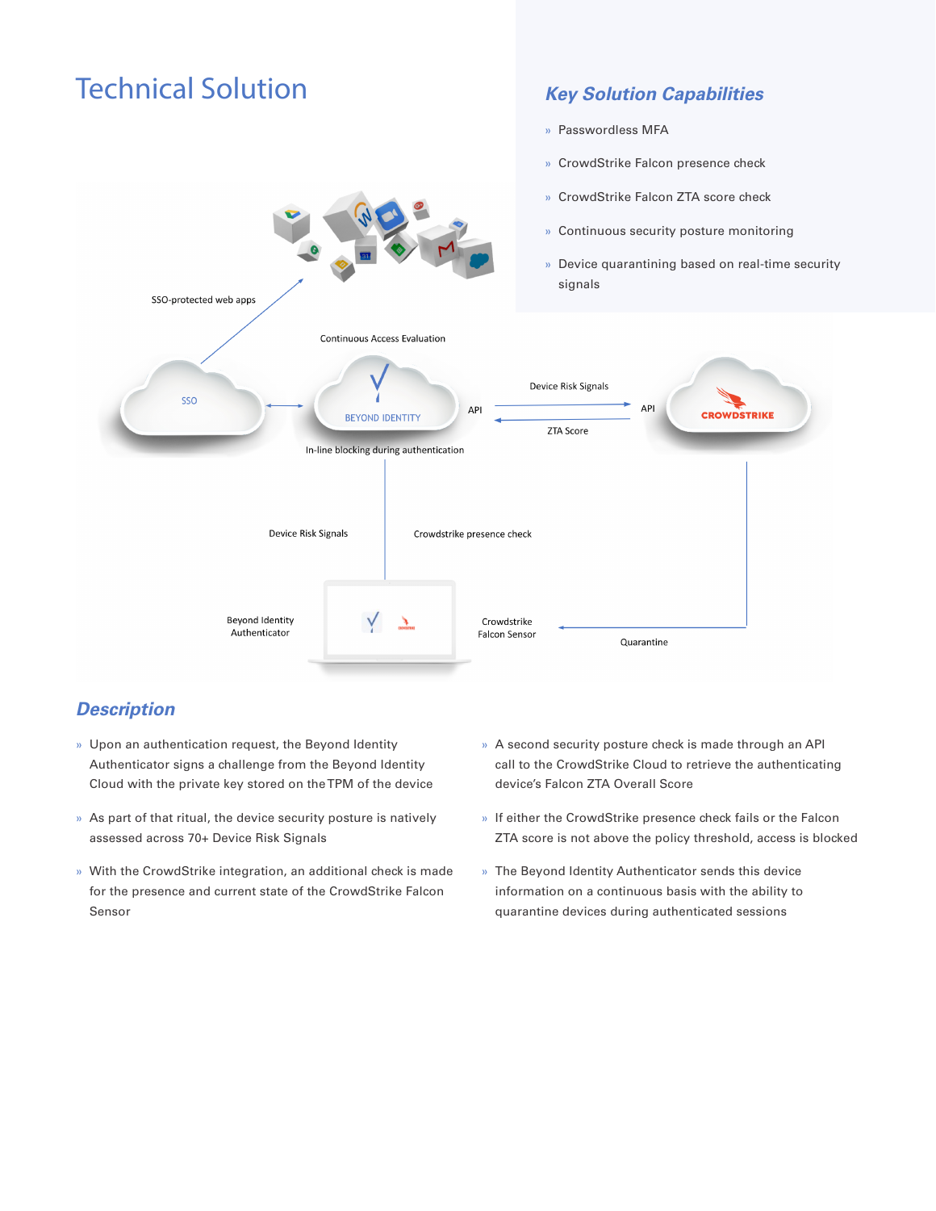# Technical Solution

## Key Solution Capabilities

- Passwordless MFA
- CrowdStrike Falcon presence check
- CrowdStrike Falcon ZTA score check
- Continuous security posture monitoring
- Device quarantining based on real-time security signals

SSO-protected web apps

Continuous Access Evaluation

SSO

BEYOND IDENTITY

API

Device Risk Signals

ZTA Score

API

CROWDSTRIKE

In-line blocking during authentication

Device Risk Signals

Crowdstrike presence check

Beyond Identity Authenticator

Crowdstrike Falcon Sensor

Quarantine

## Description

- Upon an authentication request, the Beyond Identity Authenticator signs a challenge from the Beyond Identity Cloud with the private key stored on the TPM of the device
- As part of that ritual, the device security posture is natively assessed across 70+ Device Risk Signals
- With the CrowdStrike integration, an additional check is made for the presence and current state of the CrowdStrike Falcon Sensor
- A second security posture check is made through an API call to the CrowdStrike Cloud to retrieve the authenticating device's Falcon ZTA Overall Score
- If either the CrowdStrike presence check fails or the Falcon ZTA score is not above the policy threshold, access is blocked
- The Beyond Identity Authenticator sends this device information on a continuous basis with the ability to quarantine devices during authenticated sessions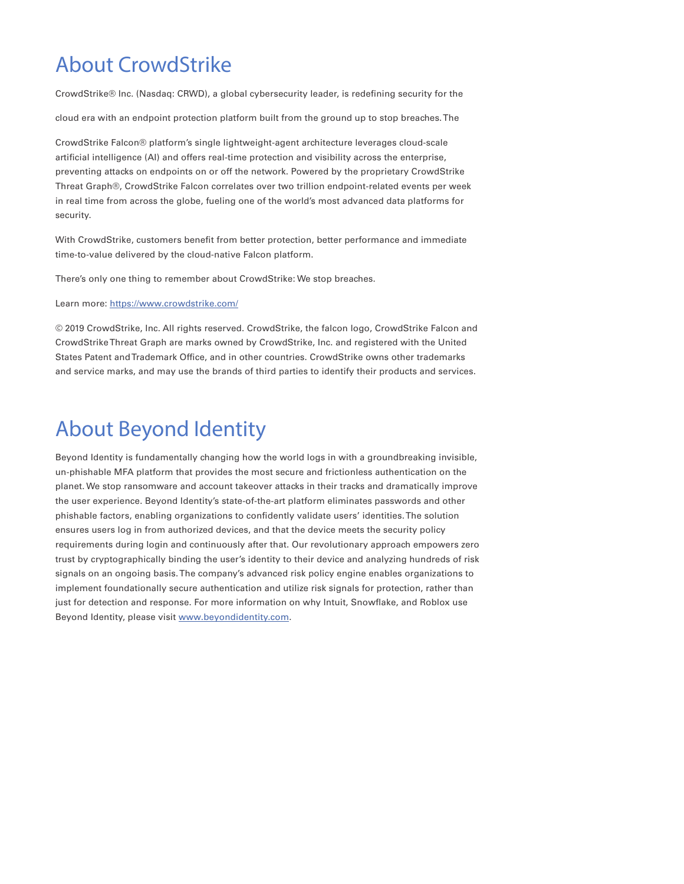# About CrowdStrike

CrowdStrike® Inc. (Nasdaq: CRWD), a global cybersecurity leader, is redefining security for the cloud era with an endpoint protection platform built from the ground up to stop breaches. The CrowdStrike Falcon® platform's single lightweight-agent architecture leverages cloud-scale artificial intelligence (AI) and offers real-time protection and visibility across the enterprise, preventing attacks on endpoints on or off the network. Powered by the proprietary CrowdStrike Threat Graph®, CrowdStrike Falcon correlates over two trillion endpoint-related events per week in real time from across the globe, fueling one of the world's most advanced data platforms for security.

With CrowdStrike, customers benefit from better protection, better performance and immediate time-to-value delivered by the cloud-native Falcon platform.

There's only one thing to remember about CrowdStrike: We stop breaches.

Learn more: [https://www.crowdstrike.com/](https://www.crowdstrike.com/)

© 2019 CrowdStrike, Inc. All rights reserved. CrowdStrike, the falcon logo, CrowdStrike Falcon and CrowdStrike Threat Graph are marks owned by CrowdStrike, Inc. and registered with the United States Patent and Trademark Office, and in other countries. CrowdStrike owns other trademarks and service marks, and may use the brands of third parties to identify their products and services.

# About Beyond Identity

Beyond Identity is fundamentally changing how the world logs in with a groundbreaking invisible, un-phishable MFA platform that provides the most secure and frictionless authentication on the planet. We stop ransomware and account takeover attacks in their tracks and dramatically improve the user experience. Beyond Identity's state-of-the-art platform eliminates passwords and other phishable factors, enabling organizations to confidently validate users' identities. The solution ensures users log in from authorized devices, and that the device meets the security policy requirements during login and continuously after that. Our revolutionary approach empowers zero trust by cryptographically binding the user's identity to their device and analyzing hundreds of risk signals on an ongoing basis. The company's advanced risk policy engine enables organizations to implement foundationally secure authentication and utilize risk signals for protection, rather than just for detection and response. For more information on why Intuit, Snowflake, and Roblox use Beyond Identity, please visit [www.beyondidentity.com](www.beyondidentity.com).